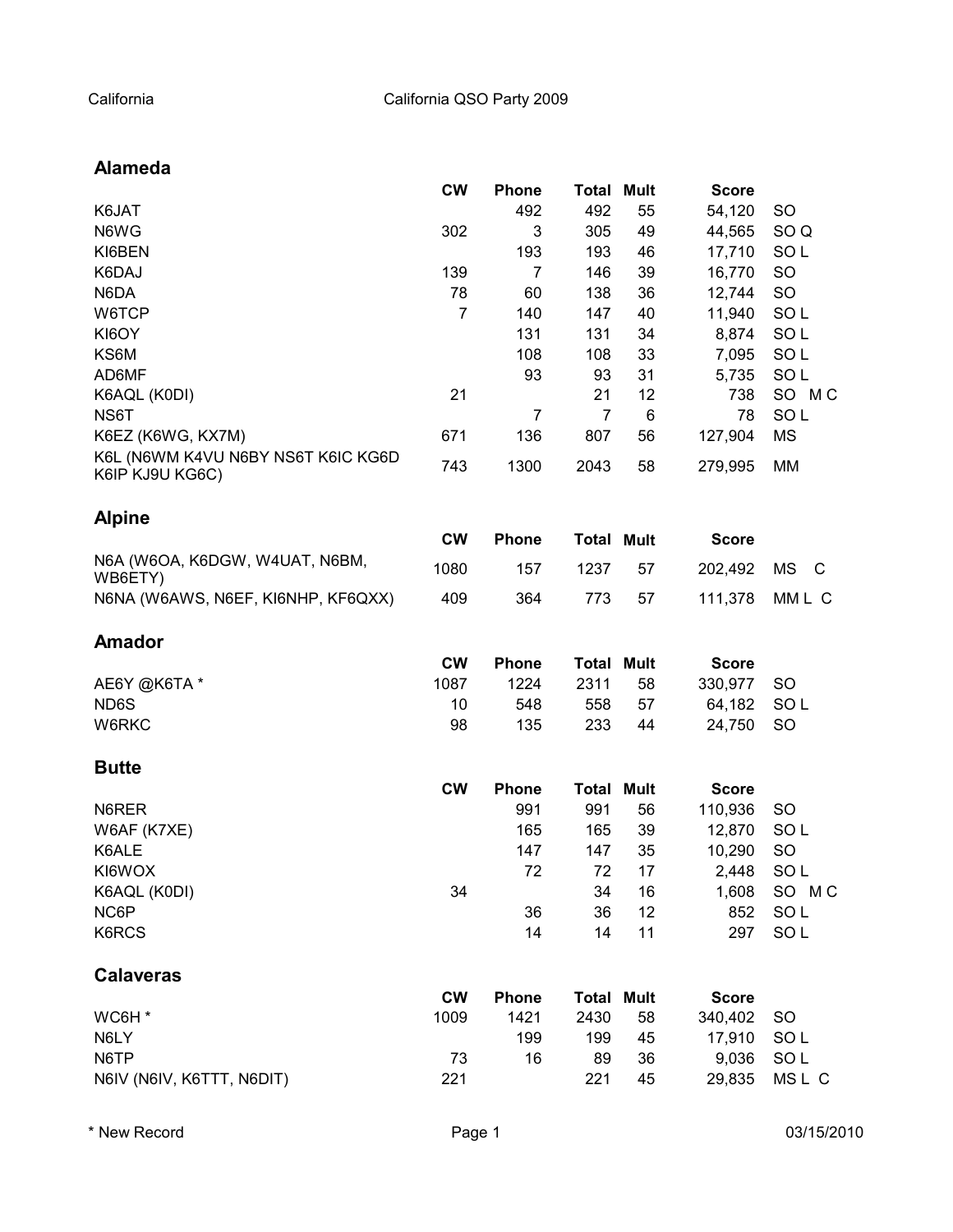California California QSO Party 2009

## Alameda

| | CW | Phone | Total | Mult | Score | |
|---|---|---|---|---|---|---|
| K6JAT | | 492 | 492 | 55 | 54,120 | SO |
| N6WG | 302 | 3 | 305 | 49 | 44,565 | SO Q |
| KI6BEN | | 193 | 193 | 46 | 17,710 | SO L |
| K6DAJ | 139 | 7 | 146 | 39 | 16,770 | SO |
| N6DA | 78 | 60 | 138 | 36 | 12,744 | SO |
| W6TCP | 7 | 140 | 147 | 40 | 11,940 | SO L |
| KI6OY | | 131 | 131 | 34 | 8,874 | SO L |
| KS6M | | 108 | 108 | 33 | 7,095 | SO L |
| AD6MF | | 93 | 93 | 31 | 5,735 | SO L |
| K6AQL (K0DI) | 21 | | 21 | 12 | 738 | SO M C |
| NS6T | | 7 | 7 | 6 | 78 | SO L |
| K6EZ (K6WG, KX7M) | 671 | 136 | 807 | 56 | 127,904 | MS |
| K6L (N6WM K4VU N6BY NS6T K6IC KG6D K6IP KJ9U KG6C) | 743 | 1300 | 2043 | 58 | 279,995 | MM |

## Alpine

| | CW | Phone | Total | Mult | Score | |
|---|---|---|---|---|---|---|
| N6A (W6OA, K6DGW, W4UAT, N6BM, WB6ETY) | 1080 | 157 | 1237 | 57 | 202,492 | MS C |
| N6NA (W6AWS, N6EF, KI6NHP, KF6QXX) | 409 | 364 | 773 | 57 | 111,378 | MM L C |

## Amador

| | CW | Phone | Total | Mult | Score | |
|---|---|---|---|---|---|---|
| AE6Y @K6TA * | 1087 | 1224 | 2311 | 58 | 330,977 | SO |
| ND6S | 10 | 548 | 558 | 57 | 64,182 | SO L |
| W6RKC | 98 | 135 | 233 | 44 | 24,750 | SO |

## Butte

| | CW | Phone | Total | Mult | Score | |
|---|---|---|---|---|---|---|
| N6RER | | 991 | 991 | 56 | 110,936 | SO |
| W6AF (K7XE) | | 165 | 165 | 39 | 12,870 | SO L |
| K6ALE | | 147 | 147 | 35 | 10,290 | SO |
| KI6WOX | | 72 | 72 | 17 | 2,448 | SO L |
| K6AQL (K0DI) | 34 | | 34 | 16 | 1,608 | SO M C |
| NC6P | | 36 | 36 | 12 | 852 | SO L |
| K6RCS | | 14 | 14 | 11 | 297 | SO L |

## Calaveras

| | CW | Phone | Total | Mult | Score | |
|---|---|---|---|---|---|---|
| WC6H * | 1009 | 1421 | 2430 | 58 | 340,402 | SO |
| N6LY | | 199 | 199 | 45 | 17,910 | SO L |
| N6TP | 73 | 16 | 89 | 36 | 9,036 | SO L |
| N6IV (N6IV, K6TTT, N6DIT) | 221 | | 221 | 45 | 29,835 | MS L C |

* New Record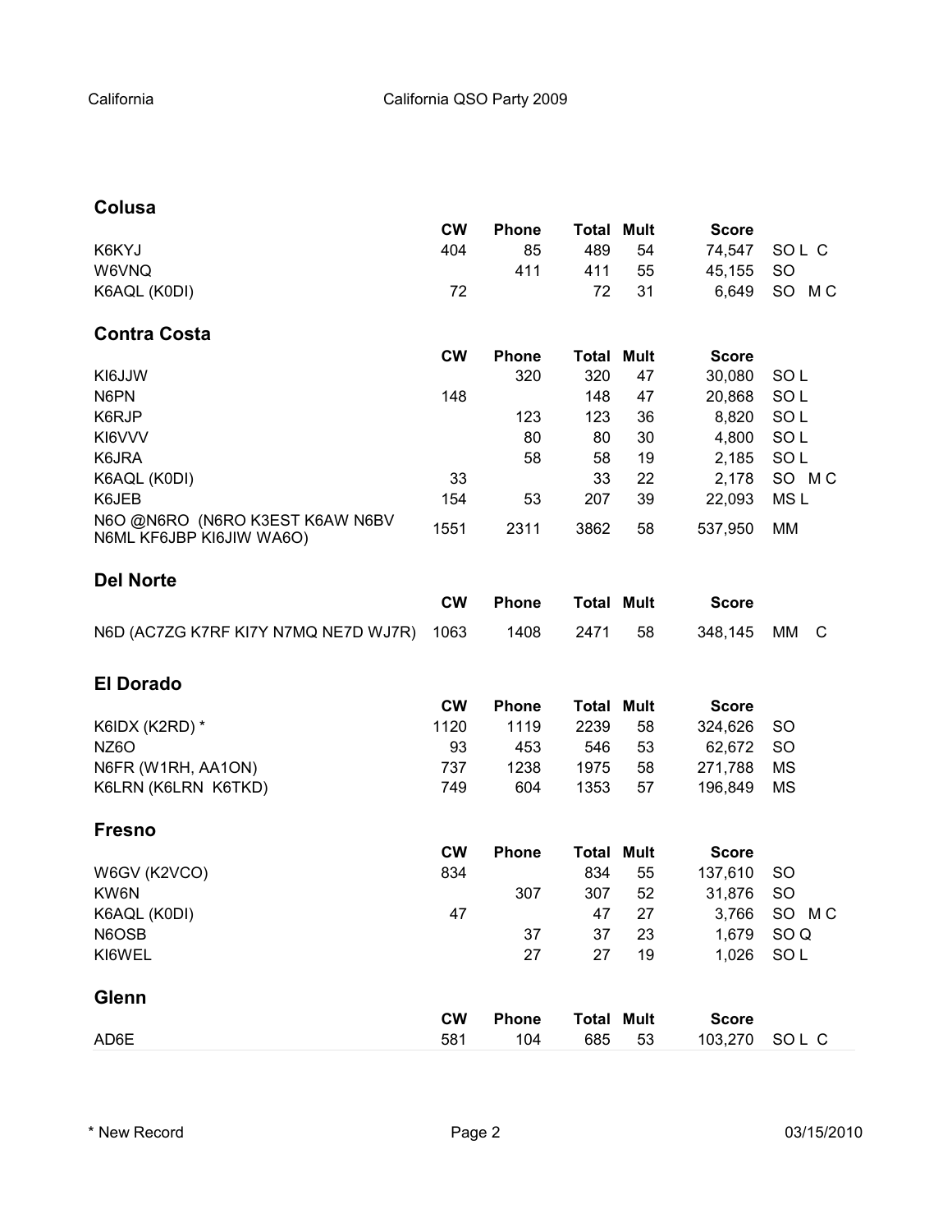## Colusa

| | CW | Phone | Total | Mult | Score | |
|---|---|---|---|---|---|---|
| K6KYJ | 404 | 85 | 489 | 54 | 74,547 | SO L C |
| W6VNQ | | 411 | 411 | 55 | 45,155 | SO |
| K6AQL (K0DI) | 72 | | 72 | 31 | 6,649 | SO M C |

## Contra Costa

| | CW | Phone | Total | Mult | Score | |
|---|---|---|---|---|---|---|
| KI6JJW | | 320 | 320 | 47 | 30,080 | SO L |
| N6PN | 148 | | 148 | 47 | 20,868 | SO L |
| K6RJP | | 123 | 123 | 36 | 8,820 | SO L |
| KI6VVV | | 80 | 80 | 30 | 4,800 | SO L |
| K6JRA | | 58 | 58 | 19 | 2,185 | SO L |
| K6AQL (K0DI) | 33 | | 33 | 22 | 2,178 | SO M C |
| K6JEB | 154 | 53 | 207 | 39 | 22,093 | MS L |
| N6O @N6RO (N6RO K3EST K6AW N6BV N6ML KF6JBP KI6JIW WA6O) | 1551 | 2311 | 3862 | 58 | 537,950 | MM |

## Del Norte

| | CW | Phone | Total | Mult | Score | |
|---|---|---|---|---|---|---|
| N6D (AC7ZG K7RF KI7Y N7MQ NE7D WJ7R) | 1063 | 1408 | 2471 | 58 | 348,145 | MM C |

## El Dorado

| | CW | Phone | Total | Mult | Score | |
|---|---|---|---|---|---|---|
| K6IDX (K2RD) * | 1120 | 1119 | 2239 | 58 | 324,626 | SO |
| NZ6O | 93 | 453 | 546 | 53 | 62,672 | SO |
| N6FR (W1RH, AA1ON) | 737 | 1238 | 1975 | 58 | 271,788 | MS |
| K6LRN (K6LRN K6TKD) | 749 | 604 | 1353 | 57 | 196,849 | MS |

## Fresno

| | CW | Phone | Total | Mult | Score | |
|---|---|---|---|---|---|---|
| W6GV (K2VCO) | 834 | | 834 | 55 | 137,610 | SO |
| KW6N | | 307 | 307 | 52 | 31,876 | SO |
| K6AQL (K0DI) | 47 | | 47 | 27 | 3,766 | SO M C |
| N6OSB | | 37 | 37 | 23 | 1,679 | SO Q |
| KI6WEL | | 27 | 27 | 19 | 1,026 | SO L |

## Glenn

| | CW | Phone | Total | Mult | Score | |
|---|---|---|---|---|---|---|
| AD6E | 581 | 104 | 685 | 53 | 103,270 | SO L C |

* New Record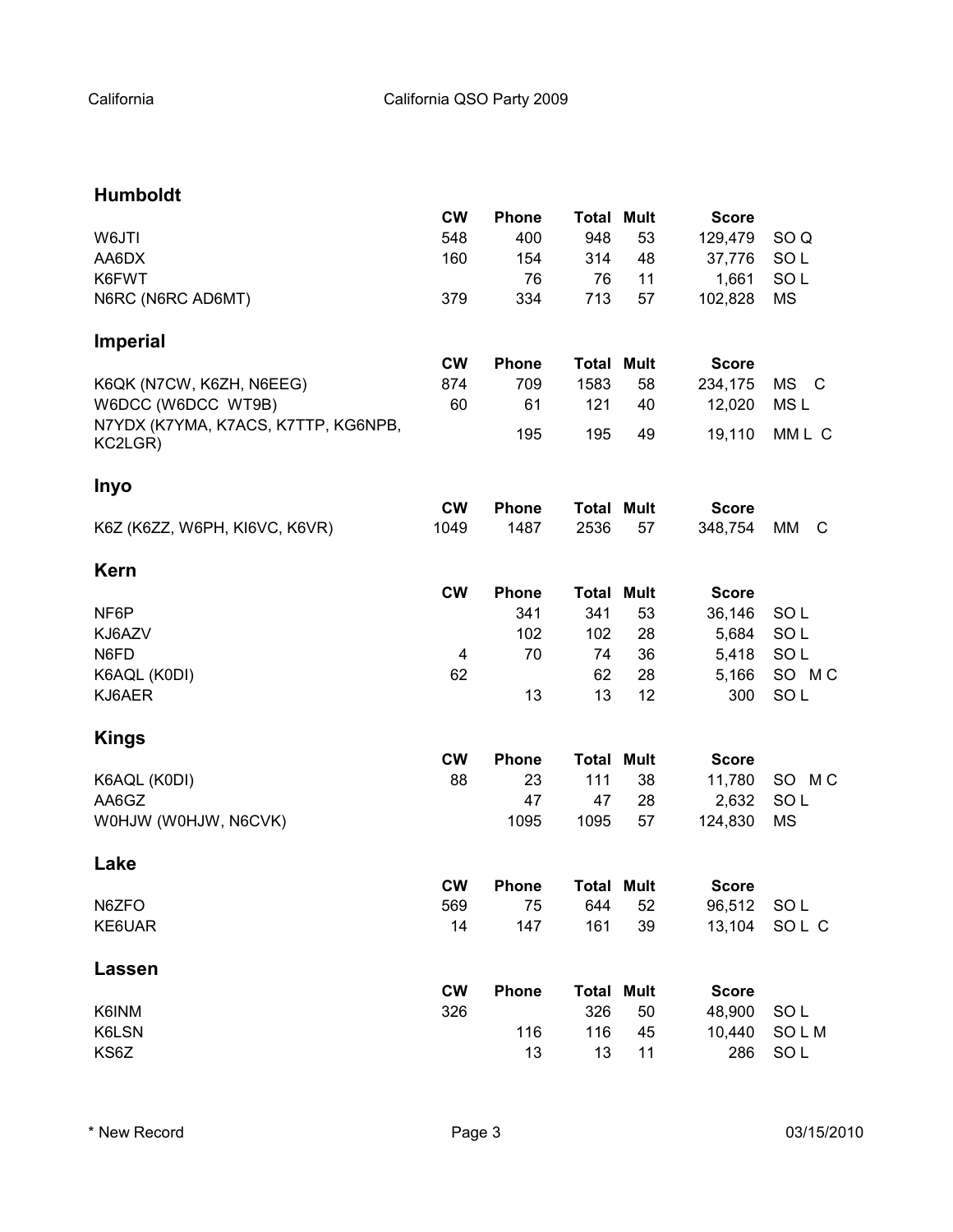## Humboldt

| | CW | Phone | Total | Mult | Score | |
|---|---|---|---|---|---|---|
| W6JTI | 548 | 400 | 948 | 53 | 129,479 | SO Q |
| AA6DX | 160 | 154 | 314 | 48 | 37,776 | SO L |
| K6FWT | | 76 | 76 | 11 | 1,661 | SO L |
| N6RC (N6RC AD6MT) | 379 | 334 | 713 | 57 | 102,828 | MS |

## Imperial

| | CW | Phone | Total | Mult | Score | |
|---|---|---|---|---|---|---|
| K6QK (N7CW, K6ZH, N6EEG) | 874 | 709 | 1583 | 58 | 234,175 | MS C |
| W6DCC (W6DCC WT9B) | 60 | 61 | 121 | 40 | 12,020 | MS L |
| N7YDX (K7YMA, K7ACS, K7TTP, KG6NPB, KC2LGR) | | 195 | 195 | 49 | 19,110 | MM L C |

## Inyo

| | CW | Phone | Total | Mult | Score | |
|---|---|---|---|---|---|---|
| K6Z (K6ZZ, W6PH, KI6VC, K6VR) | 1049 | 1487 | 2536 | 57 | 348,754 | MM C |

## Kern

| | CW | Phone | Total | Mult | Score | |
|---|---|---|---|---|---|---|
| NF6P | | 341 | 341 | 53 | 36,146 | SO L |
| KJ6AZV | | 102 | 102 | 28 | 5,684 | SO L |
| N6FD | 4 | 70 | 74 | 36 | 5,418 | SO L |
| K6AQL (K0DI) | 62 | | 62 | 28 | 5,166 | SO M C |
| KJ6AER | | 13 | 13 | 12 | 300 | SO L |

## Kings

| | CW | Phone | Total | Mult | Score | |
|---|---|---|---|---|---|---|
| K6AQL (K0DI) | 88 | 23 | 111 | 38 | 11,780 | SO M C |
| AA6GZ | | 47 | 47 | 28 | 2,632 | SO L |
| W0HJW (W0HJW, N6CVK) | | 1095 | 1095 | 57 | 124,830 | MS |

## Lake

| | CW | Phone | Total | Mult | Score | |
|---|---|---|---|---|---|---|
| N6ZFO | 569 | 75 | 644 | 52 | 96,512 | SO L |
| KE6UAR | 14 | 147 | 161 | 39 | 13,104 | SO L C |

## Lassen

| | CW | Phone | Total | Mult | Score | |
|---|---|---|---|---|---|---|
| K6INM | 326 | | 326 | 50 | 48,900 | SO L |
| K6LSN | | 116 | 116 | 45 | 10,440 | SO L M |
| KS6Z | | 13 | 13 | 11 | 286 | SO L |

\* New Record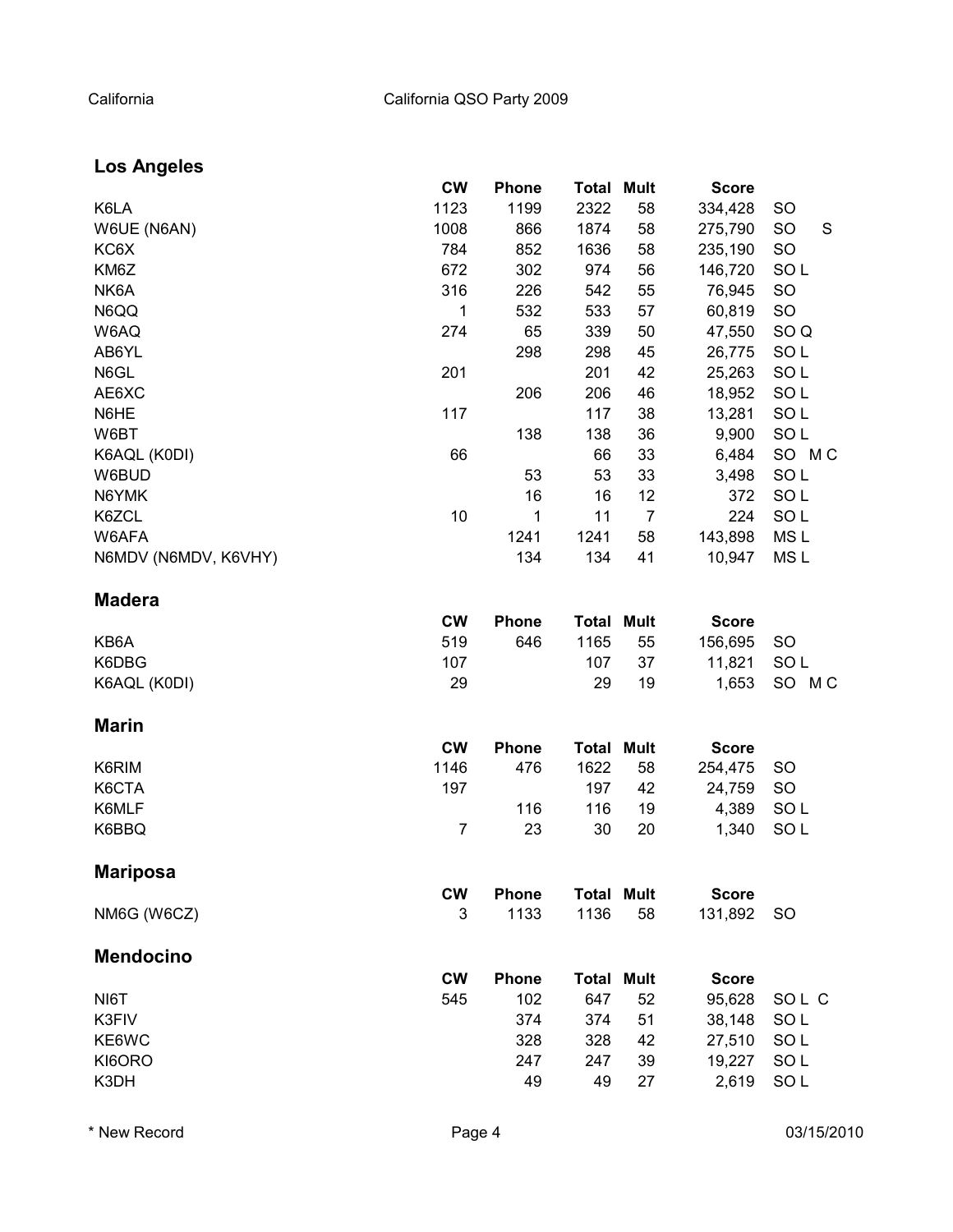## Los Angeles

| | CW | Phone | Total | Mult | Score | |
|---|---|---|---|---|---|---|
| K6LA | 1123 | 1199 | 2322 | 58 | 334,428 | SO |
| W6UE (N6AN) | 1008 | 866 | 1874 | 58 | 275,790 | SO S |
| KC6X | 784 | 852 | 1636 | 58 | 235,190 | SO |
| KM6Z | 672 | 302 | 974 | 56 | 146,720 | SO L |
| NK6A | 316 | 226 | 542 | 55 | 76,945 | SO |
| N6QQ | 1 | 532 | 533 | 57 | 60,819 | SO |
| W6AQ | 274 | 65 | 339 | 50 | 47,550 | SO Q |
| AB6YL | | 298 | 298 | 45 | 26,775 | SO L |
| N6GL | 201 | | 201 | 42 | 25,263 | SO L |
| AE6XC | | 206 | 206 | 46 | 18,952 | SO L |
| N6HE | 117 | | 117 | 38 | 13,281 | SO L |
| W6BT | | 138 | 138 | 36 | 9,900 | SO L |
| K6AQL (K0DI) | 66 | | 66 | 33 | 6,484 | SO M C |
| W6BUD | | 53 | 53 | 33 | 3,498 | SO L |
| N6YMK | | 16 | 16 | 12 | 372 | SO L |
| K6ZCL | 10 | 1 | 11 | 7 | 224 | SO L |
| W6AFA | | 1241 | 1241 | 58 | 143,898 | MS L |
| N6MDV (N6MDV, K6VHY) | | 134 | 134 | 41 | 10,947 | MS L |

## Madera

| | CW | Phone | Total | Mult | Score | |
|---|---|---|---|---|---|---|
| KB6A | 519 | 646 | 1165 | 55 | 156,695 | SO |
| K6DBG | 107 | | 107 | 37 | 11,821 | SO L |
| K6AQL (K0DI) | 29 | | 29 | 19 | 1,653 | SO M C |

## Marin

| | CW | Phone | Total | Mult | Score | |
|---|---|---|---|---|---|---|
| K6RIM | 1146 | 476 | 1622 | 58 | 254,475 | SO |
| K6CTA | 197 | | 197 | 42 | 24,759 | SO |
| K6MLF | | 116 | 116 | 19 | 4,389 | SO L |
| K6BBQ | 7 | 23 | 30 | 20 | 1,340 | SO L |

## Mariposa

| | CW | Phone | Total | Mult | Score | |
|---|---|---|---|---|---|---|
| NM6G (W6CZ) | 3 | 1133 | 1136 | 58 | 131,892 | SO |

## Mendocino

| | CW | Phone | Total | Mult | Score | |
|---|---|---|---|---|---|---|
| NI6T | 545 | 102 | 647 | 52 | 95,628 | SO L C |
| K3FIV | | 374 | 374 | 51 | 38,148 | SO L |
| KE6WC | | 328 | 328 | 42 | 27,510 | SO L |
| KI6ORO | | 247 | 247 | 39 | 19,227 | SO L |
| K3DH | | 49 | 49 | 27 | 2,619 | SO L |

* New Record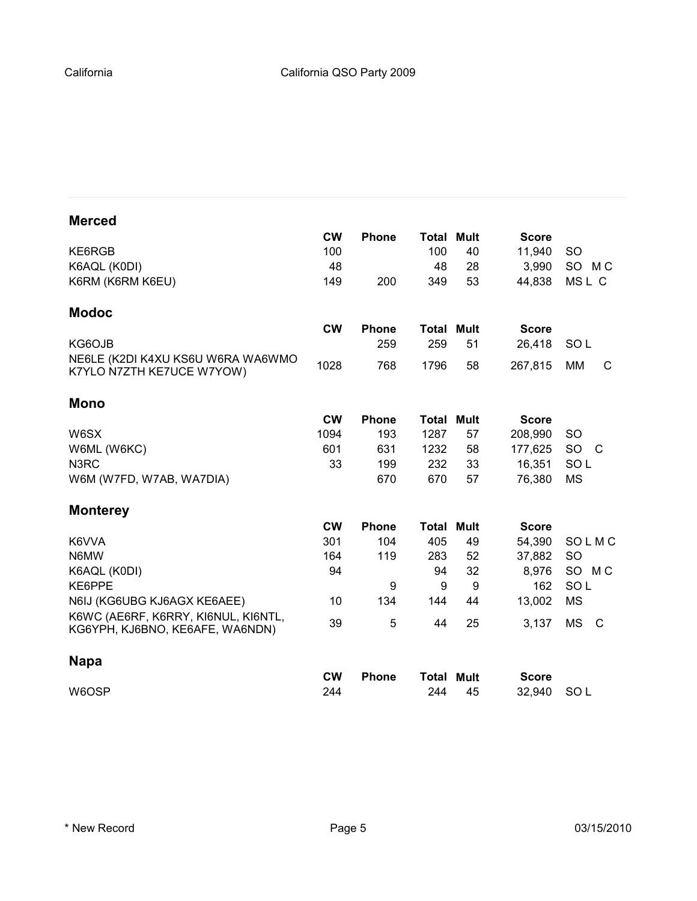## Merced

| | CW | Phone | Total | Mult | Score | |
|---|---|---|---|---|---|---|
| KE6RGB | 100 | | 100 | 40 | 11,940 | SO |
| K6AQL (K0DI) | 48 | | 48 | 28 | 3,990 | SO M C |
| K6RM (K6RM K6EU) | 149 | 200 | 349 | 53 | 44,838 | MS L C |

## Modoc

| | CW | Phone | Total | Mult | Score | |
|---|---|---|---|---|---|---|
| KG6OJB | | 259 | 259 | 51 | 26,418 | SO L |
| NE6LE (K2DI K4XU KS6U W6RA WA6WMO K7YLO N7ZTH KE7UCE W7YOW) | 1028 | 768 | 1796 | 58 | 267,815 | MM C |

## Mono

| | CW | Phone | Total | Mult | Score | |
|---|---|---|---|---|---|---|
| W6SX | 1094 | 193 | 1287 | 57 | 208,990 | SO |
| W6ML (W6KC) | 601 | 631 | 1232 | 58 | 177,625 | SO C |
| N3RC | 33 | 199 | 232 | 33 | 16,351 | SO L |
| W6M (W7FD, W7AB, WA7DIA) | | 670 | 670 | 57 | 76,380 | MS |

## Monterey

| | CW | Phone | Total | Mult | Score | |
|---|---|---|---|---|---|---|
| K6VVA | 301 | 104 | 405 | 49 | 54,390 | SO L M C |
| N6MW | 164 | 119 | 283 | 52 | 37,882 | SO |
| K6AQL (K0DI) | 94 | | 94 | 32 | 8,976 | SO M C |
| KE6PPE | | 9 | 9 | 9 | 162 | SO L |
| N6IJ (KG6UBG KJ6AGX KE6AEE) | 10 | 134 | 144 | 44 | 13,002 | MS |
| K6WC (AE6RF, K6RRY, KI6NUL, KI6NTL, KG6YPH, KJ6BNO, KE6AFE, WA6NDN) | 39 | 5 | 44 | 25 | 3,137 | MS C |

## Napa

| | CW | Phone | Total | Mult | Score | |
|---|---|---|---|---|---|---|
| W6OSP | 244 | | 244 | 45 | 32,940 | SO L |

* New Record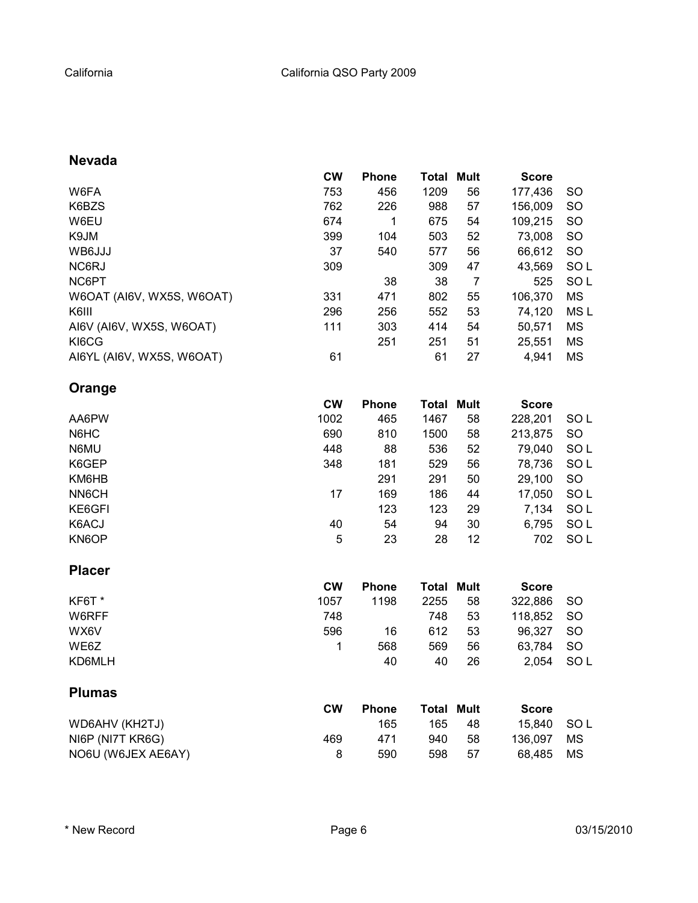## Nevada

| | CW | Phone | Total | Mult | Score | |
|---|---|---|---|---|---|---|
| W6FA | 753 | 456 | 1209 | 56 | 177,436 | SO |
| K6BZS | 762 | 226 | 988 | 57 | 156,009 | SO |
| W6EU | 674 | 1 | 675 | 54 | 109,215 | SO |
| K9JM | 399 | 104 | 503 | 52 | 73,008 | SO |
| WB6JJJ | 37 | 540 | 577 | 56 | 66,612 | SO |
| NC6RJ | 309 | | 309 | 47 | 43,569 | SO L |
| NC6PT | | 38 | 38 | 7 | 525 | SO L |
| W6OAT (AI6V, WX5S, W6OAT) | 331 | 471 | 802 | 55 | 106,370 | MS |
| K6III | 296 | 256 | 552 | 53 | 74,120 | MS L |
| AI6V (AI6V, WX5S, W6OAT) | 111 | 303 | 414 | 54 | 50,571 | MS |
| KI6CG | | 251 | 251 | 51 | 25,551 | MS |
| AI6YL (AI6V, WX5S, W6OAT) | 61 | | 61 | 27 | 4,941 | MS |

## Orange

| | CW | Phone | Total | Mult | Score | |
|---|---|---|---|---|---|---|
| AA6PW | 1002 | 465 | 1467 | 58 | 228,201 | SO L |
| N6HC | 690 | 810 | 1500 | 58 | 213,875 | SO |
| N6MU | 448 | 88 | 536 | 52 | 79,040 | SO L |
| K6GEP | 348 | 181 | 529 | 56 | 78,736 | SO L |
| KM6HB | | 291 | 291 | 50 | 29,100 | SO |
| NN6CH | 17 | 169 | 186 | 44 | 17,050 | SO L |
| KE6GFI | | 123 | 123 | 29 | 7,134 | SO L |
| K6ACJ | 40 | 54 | 94 | 30 | 6,795 | SO L |
| KN6OP | 5 | 23 | 28 | 12 | 702 | SO L |

## Placer

| | CW | Phone | Total | Mult | Score | |
|---|---|---|---|---|---|---|
| KF6T * | 1057 | 1198 | 2255 | 58 | 322,886 | SO |
| W6RFF | 748 | | 748 | 53 | 118,852 | SO |
| WX6V | 596 | 16 | 612 | 53 | 96,327 | SO |
| WE6Z | 1 | 568 | 569 | 56 | 63,784 | SO |
| KD6MLH | | 40 | 40 | 26 | 2,054 | SO L |

## Plumas

| | CW | Phone | Total | Mult | Score | |
|---|---|---|---|---|---|---|
| WD6AHV (KH2TJ) | | 165 | 165 | 48 | 15,840 | SO L |
| NI6P (NI7T KR6G) | 469 | 471 | 940 | 58 | 136,097 | MS |
| NO6U (W6JEX AE6AY) | 8 | 590 | 598 | 57 | 68,485 | MS |

* New Record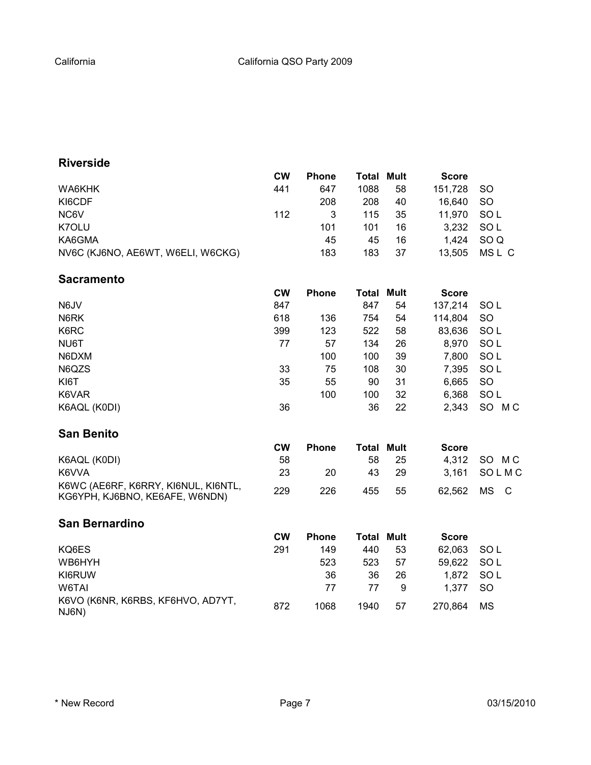## Riverside

| | CW | Phone | Total | Mult | Score | |
|---|---|---|---|---|---|---|
| WA6KHK | 441 | 647 | 1088 | 58 | 151,728 | SO |
| KI6CDF | | 208 | 208 | 40 | 16,640 | SO |
| NC6V | 112 | 3 | 115 | 35 | 11,970 | SO L |
| K7OLU | | 101 | 101 | 16 | 3,232 | SO L |
| KA6GMA | | 45 | 45 | 16 | 1,424 | SO Q |
| NV6C (KJ6NO, AE6WT, W6ELI, W6CKG) | | 183 | 183 | 37 | 13,505 | MS L C |

## Sacramento

| | CW | Phone | Total | Mult | Score | |
|---|---|---|---|---|---|---|
| N6JV | 847 | | 847 | 54 | 137,214 | SO L |
| N6RK | 618 | 136 | 754 | 54 | 114,804 | SO |
| K6RC | 399 | 123 | 522 | 58 | 83,636 | SO L |
| NU6T | 77 | 57 | 134 | 26 | 8,970 | SO L |
| N6DXM | | 100 | 100 | 39 | 7,800 | SO L |
| N6QZS | 33 | 75 | 108 | 30 | 7,395 | SO L |
| KI6T | 35 | 55 | 90 | 31 | 6,665 | SO |
| K6VAR | | 100 | 100 | 32 | 6,368 | SO L |
| K6AQL (K0DI) | 36 | | 36 | 22 | 2,343 | SO M C |

## San Benito

| | CW | Phone | Total | Mult | Score | |
|---|---|---|---|---|---|---|
| K6AQL (K0DI) | 58 | | 58 | 25 | 4,312 | SO M C |
| K6VVA | 23 | 20 | 43 | 29 | 3,161 | SO L M C |
| K6WC (AE6RF, K6RRY, KI6NUL, KI6NTL, KG6YPH, KJ6BNO, KE6AFE, W6NDN) | 229 | 226 | 455 | 55 | 62,562 | MS C |

## San Bernardino

| | CW | Phone | Total | Mult | Score | |
|---|---|---|---|---|---|---|
| KQ6ES | 291 | 149 | 440 | 53 | 62,063 | SO L |
| WB6HYH | | 523 | 523 | 57 | 59,622 | SO L |
| KI6RUW | | 36 | 36 | 26 | 1,872 | SO L |
| W6TAI | | 77 | 77 | 9 | 1,377 | SO |
| K6VO (K6NR, K6RBS, KF6HVO, AD7YT, NJ6N) | 872 | 1068 | 1940 | 57 | 270,864 | MS |

* New Record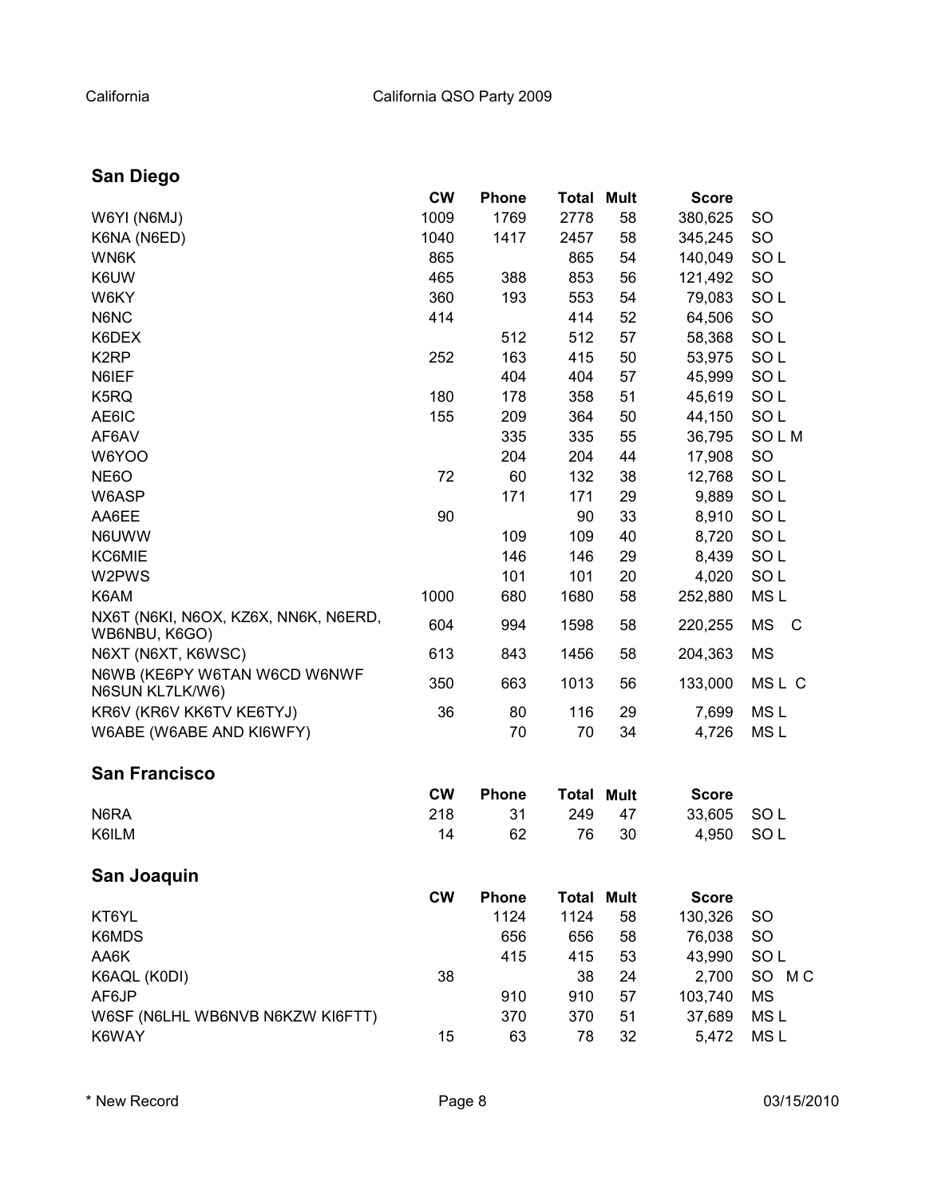## San Diego

| | CW | Phone | Total | Mult | Score | |
|---|---|---|---|---|---|---|
| W6YI (N6MJ) | 1009 | 1769 | 2778 | 58 | 380,625 | SO |
| K6NA (N6ED) | 1040 | 1417 | 2457 | 58 | 345,245 | SO |
| WN6K | 865 | | 865 | 54 | 140,049 | SO L |
| K6UW | 465 | 388 | 853 | 56 | 121,492 | SO |
| W6KY | 360 | 193 | 553 | 54 | 79,083 | SO L |
| N6NC | 414 | | 414 | 52 | 64,506 | SO |
| K6DEX | | 512 | 512 | 57 | 58,368 | SO L |
| K2RP | 252 | 163 | 415 | 50 | 53,975 | SO L |
| N6IEF | | 404 | 404 | 57 | 45,999 | SO L |
| K5RQ | 180 | 178 | 358 | 51 | 45,619 | SO L |
| AE6IC | 155 | 209 | 364 | 50 | 44,150 | SO L |
| AF6AV | | 335 | 335 | 55 | 36,795 | SO L M |
| W6YOO | | 204 | 204 | 44 | 17,908 | SO |
| NE6O | 72 | 60 | 132 | 38 | 12,768 | SO L |
| W6ASP | | 171 | 171 | 29 | 9,889 | SO L |
| AA6EE | 90 | | 90 | 33 | 8,910 | SO L |
| N6UWW | | 109 | 109 | 40 | 8,720 | SO L |
| KC6MIE | | 146 | 146 | 29 | 8,439 | SO L |
| W2PWS | | 101 | 101 | 20 | 4,020 | SO L |
| K6AM | 1000 | 680 | 1680 | 58 | 252,880 | MS L |
| NX6T (N6KI, N6OX, KZ6X, NN6K, N6ERD, WB6NBU, K6GO) | 604 | 994 | 1598 | 58 | 220,255 | MS C |
| N6XT (N6XT, K6WSC) | 613 | 843 | 1456 | 58 | 204,363 | MS |
| N6WB (KE6PY W6TAN W6CD W6NWF N6SUN KL7LK/W6) | 350 | 663 | 1013 | 56 | 133,000 | MS L C |
| KR6V (KR6V KK6TV KE6TYJ) | 36 | 80 | 116 | 29 | 7,699 | MS L |
| W6ABE (W6ABE AND KI6WFY) | | 70 | 70 | 34 | 4,726 | MS L |

## San Francisco

| | CW | Phone | Total | Mult | Score | |
|---|---|---|---|---|---|---|
| N6RA | 218 | 31 | 249 | 47 | 33,605 | SO L |
| K6ILM | 14 | 62 | 76 | 30 | 4,950 | SO L |

## San Joaquin

| | CW | Phone | Total | Mult | Score | |
|---|---|---|---|---|---|---|
| KT6YL | | 1124 | 1124 | 58 | 130,326 | SO |
| K6MDS | | 656 | 656 | 58 | 76,038 | SO |
| AA6K | | 415 | 415 | 53 | 43,990 | SO L |
| K6AQL (K0DI) | 38 | | 38 | 24 | 2,700 | SO M C |
| AF6JP | | 910 | 910 | 57 | 103,740 | MS |
| W6SF (N6LHL WB6NVB N6KZW KI6FTT) | | 370 | 370 | 51 | 37,689 | MS L |
| K6WAY | 15 | 63 | 78 | 32 | 5,472 | MS L |

\* New Record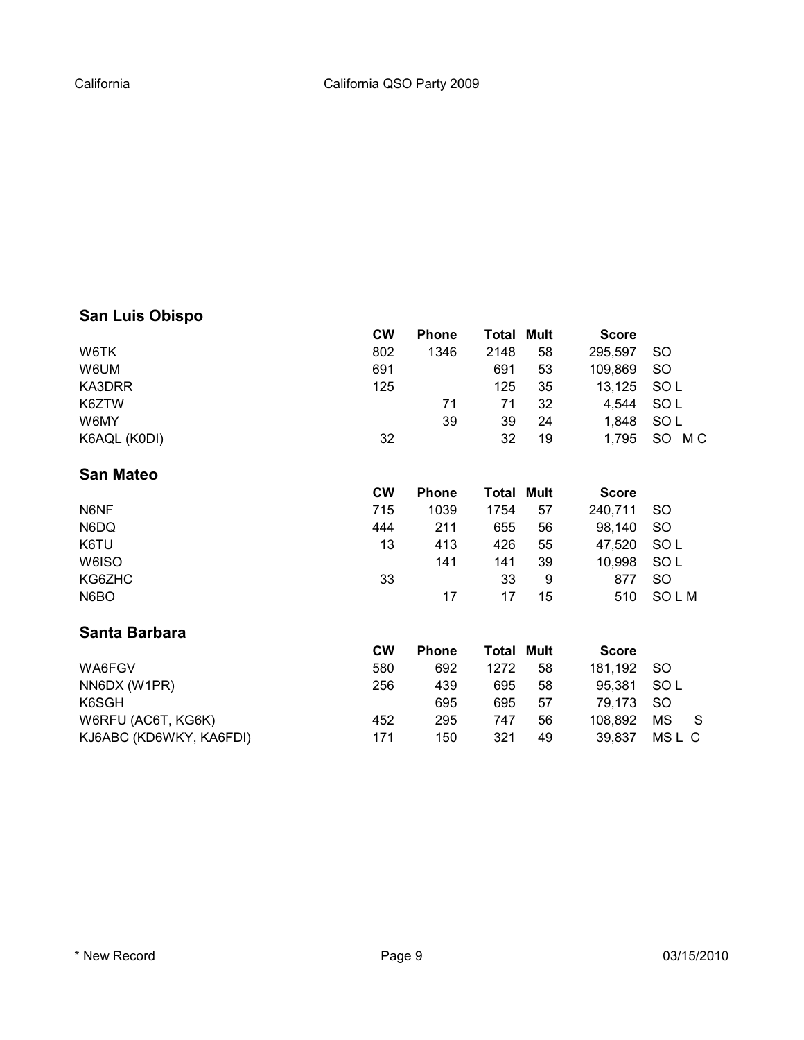## San Luis Obispo

| | CW | Phone | Total | Mult | Score | |
|---|---|---|---|---|---|---|
| W6TK | 802 | 1346 | 2148 | 58 | 295,597 | SO |
| W6UM | 691 | | 691 | 53 | 109,869 | SO |
| KA3DRR | 125 | | 125 | 35 | 13,125 | SO L |
| K6ZTW | | 71 | 71 | 32 | 4,544 | SO L |
| W6MY | | 39 | 39 | 24 | 1,848 | SO L |
| K6AQL (K0DI) | 32 | | 32 | 19 | 1,795 | SO M C |

## San Mateo

| | CW | Phone | Total | Mult | Score | |
|---|---|---|---|---|---|---|
| N6NF | 715 | 1039 | 1754 | 57 | 240,711 | SO |
| N6DQ | 444 | 211 | 655 | 56 | 98,140 | SO |
| K6TU | 13 | 413 | 426 | 55 | 47,520 | SO L |
| W6ISO | | 141 | 141 | 39 | 10,998 | SO L |
| KG6ZHC | 33 | | 33 | 9 | 877 | SO |
| N6BO | | 17 | 17 | 15 | 510 | SO L M |

## Santa Barbara

| | CW | Phone | Total | Mult | Score | |
|---|---|---|---|---|---|---|
| WA6FGV | 580 | 692 | 1272 | 58 | 181,192 | SO |
| NN6DX (W1PR) | 256 | 439 | 695 | 58 | 95,381 | SO L |
| K6SGH | | 695 | 695 | 57 | 79,173 | SO |
| W6RFU (AC6T, KG6K) | 452 | 295 | 747 | 56 | 108,892 | MS S |
| KJ6ABC (KD6WKY, KA6FDI) | 171 | 150 | 321 | 49 | 39,837 | MS L C |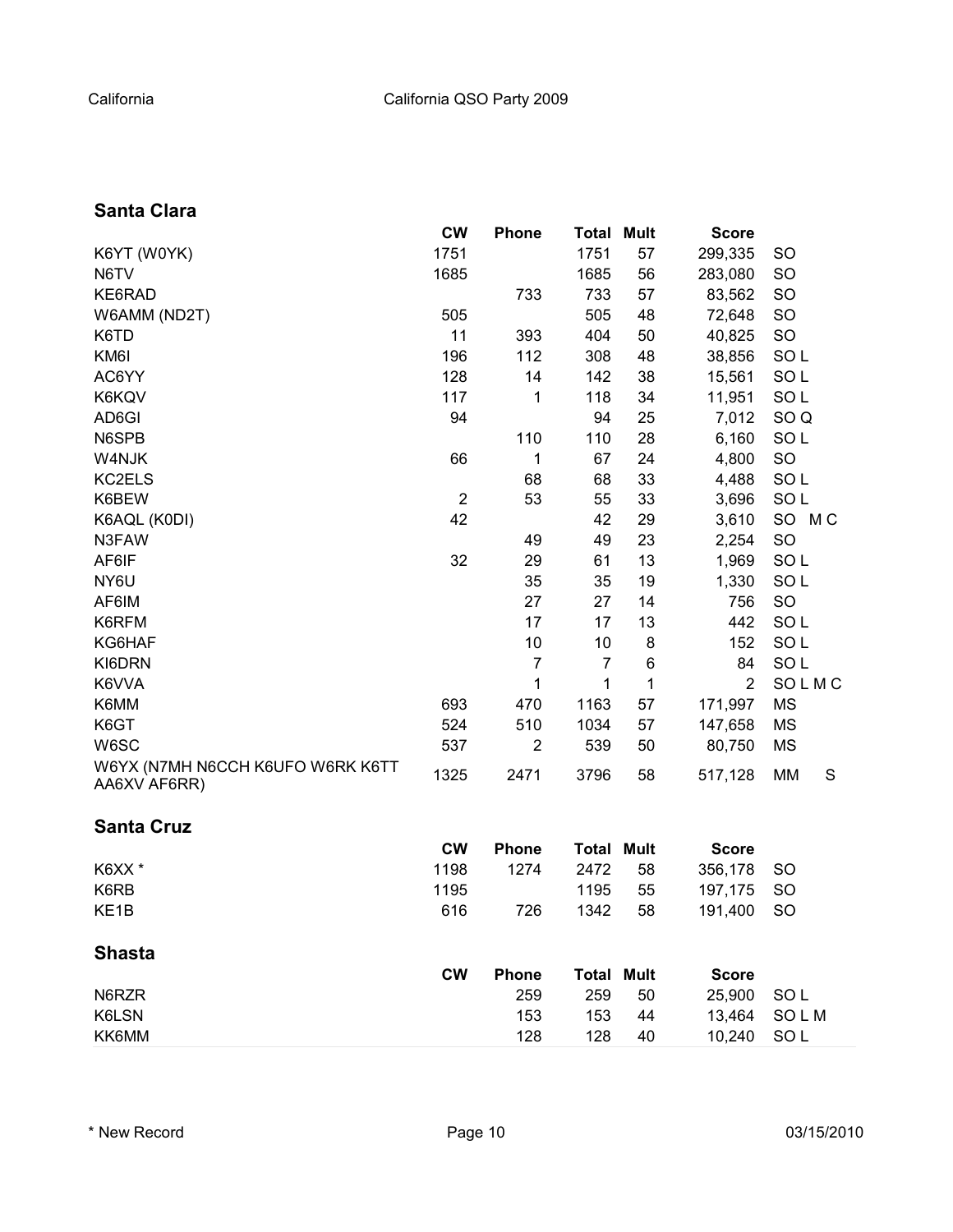## Santa Clara

| | CW | Phone | Total | Mult | Score | | |
|---|---|---|---|---|---|---|---|
| K6YT (W0YK) | 1751 | | 1751 | 57 | 299,335 | SO | |
| N6TV | 1685 | | 1685 | 56 | 283,080 | SO | |
| KE6RAD | | 733 | 733 | 57 | 83,562 | SO | |
| W6AMM (ND2T) | 505 | | 505 | 48 | 72,648 | SO | |
| K6TD | 11 | 393 | 404 | 50 | 40,825 | SO | |
| KM6I | 196 | 112 | 308 | 48 | 38,856 | SO L | |
| AC6YY | 128 | 14 | 142 | 38 | 15,561 | SO L | |
| K6KQV | 117 | 1 | 118 | 34 | 11,951 | SO L | |
| AD6GI | 94 | | 94 | 25 | 7,012 | SO Q | |
| N6SPB | | 110 | 110 | 28 | 6,160 | SO L | |
| W4NJK | 66 | 1 | 67 | 24 | 4,800 | SO | |
| KC2ELS | | 68 | 68 | 33 | 4,488 | SO L | |
| K6BEW | 2 | 53 | 55 | 33 | 3,696 | SO L | |
| K6AQL (K0DI) | 42 | | 42 | 29 | 3,610 | SO M C | |
| N3FAW | | 49 | 49 | 23 | 2,254 | SO | |
| AF6IF | 32 | 29 | 61 | 13 | 1,969 | SO L | |
| NY6U | | 35 | 35 | 19 | 1,330 | SO L | |
| AF6IM | | 27 | 27 | 14 | 756 | SO | |
| K6RFM | | 17 | 17 | 13 | 442 | SO L | |
| KG6HAF | | 10 | 10 | 8 | 152 | SO L | |
| KI6DRN | | 7 | 7 | 6 | 84 | SO L | |
| K6VVA | | 1 | 1 | 1 | 2 | SO L M C | |
| K6MM | 693 | 470 | 1163 | 57 | 171,997 | MS | |
| K6GT | 524 | 510 | 1034 | 57 | 147,658 | MS | |
| W6SC | 537 | 2 | 539 | 50 | 80,750 | MS | |
| W6YX (N7MH N6CCH K6UFO W6RK K6TT AA6XV AF6RR) | 1325 | 2471 | 3796 | 58 | 517,128 | MM | S |

## Santa Cruz

| | CW | Phone | Total | Mult | Score | |
|---|---|---|---|---|---|---|
| K6XX * | 1198 | 1274 | 2472 | 58 | 356,178 | SO |
| K6RB | 1195 | | 1195 | 55 | 197,175 | SO |
| KE1B | 616 | 726 | 1342 | 58 | 191,400 | SO |

## Shasta

| | CW | Phone | Total | Mult | Score | |
|---|---|---|---|---|---|---|
| N6RZR | | 259 | 259 | 50 | 25,900 | SO L |
| K6LSN | | 153 | 153 | 44 | 13,464 | SO L M |
| KK6MM | | 128 | 128 | 40 | 10,240 | SO L |

\* New Record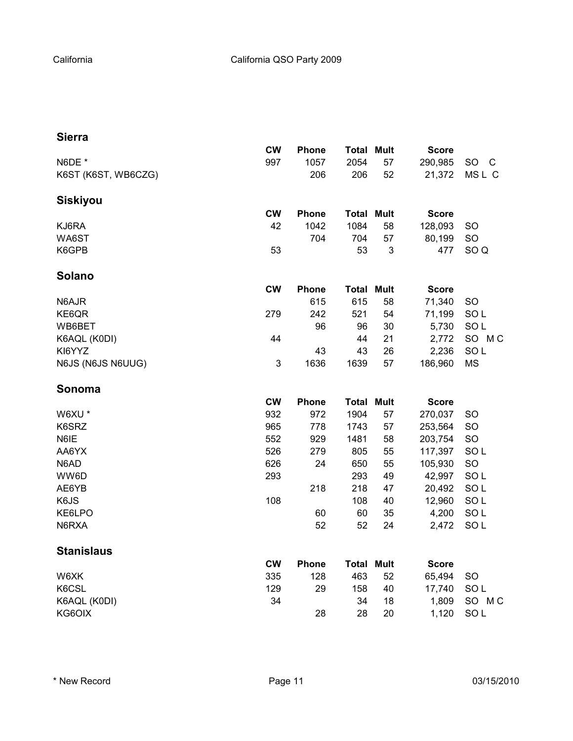## Sierra

| | CW | Phone | Total | Mult | Score | |
|---|---|---|---|---|---|---|
| N6DE * | 997 | 1057 | 2054 | 57 | 290,985 | SO C |
| K6ST (K6ST, WB6CZG) | | 206 | 206 | 52 | 21,372 | MS L C |

## Siskiyou

| | CW | Phone | Total | Mult | Score | |
|---|---|---|---|---|---|---|
| KJ6RA | 42 | 1042 | 1084 | 58 | 128,093 | SO |
| WA6ST | | 704 | 704 | 57 | 80,199 | SO |
| K6GPB | 53 | | 53 | 3 | 477 | SO Q |

## Solano

| | CW | Phone | Total | Mult | Score | |
|---|---|---|---|---|---|---|
| N6AJR | | 615 | 615 | 58 | 71,340 | SO |
| KE6QR | 279 | 242 | 521 | 54 | 71,199 | SO L |
| WB6BET | | 96 | 96 | 30 | 5,730 | SO L |
| K6AQL (K0DI) | 44 | | 44 | 21 | 2,772 | SO M C |
| KI6YYZ | | 43 | 43 | 26 | 2,236 | SO L |
| N6JS (N6JS N6UUG) | 3 | 1636 | 1639 | 57 | 186,960 | MS |

## Sonoma

| | CW | Phone | Total | Mult | Score | |
|---|---|---|---|---|---|---|
| W6XU * | 932 | 972 | 1904 | 57 | 270,037 | SO |
| K6SRZ | 965 | 778 | 1743 | 57 | 253,564 | SO |
| N6IE | 552 | 929 | 1481 | 58 | 203,754 | SO |
| AA6YX | 526 | 279 | 805 | 55 | 117,397 | SO L |
| N6AD | 626 | 24 | 650 | 55 | 105,930 | SO |
| WW6D | 293 | | 293 | 49 | 42,997 | SO L |
| AE6YB | | 218 | 218 | 47 | 20,492 | SO L |
| K6JS | 108 | | 108 | 40 | 12,960 | SO L |
| KE6LPO | | 60 | 60 | 35 | 4,200 | SO L |
| N6RXA | | 52 | 52 | 24 | 2,472 | SO L |

## Stanislaus

| | CW | Phone | Total | Mult | Score | |
|---|---|---|---|---|---|---|
| W6XK | 335 | 128 | 463 | 52 | 65,494 | SO |
| K6CSL | 129 | 29 | 158 | 40 | 17,740 | SO L |
| K6AQL (K0DI) | 34 | | 34 | 18 | 1,809 | SO M C |
| KG6OIX | | 28 | 28 | 20 | 1,120 | SO L |

* New Record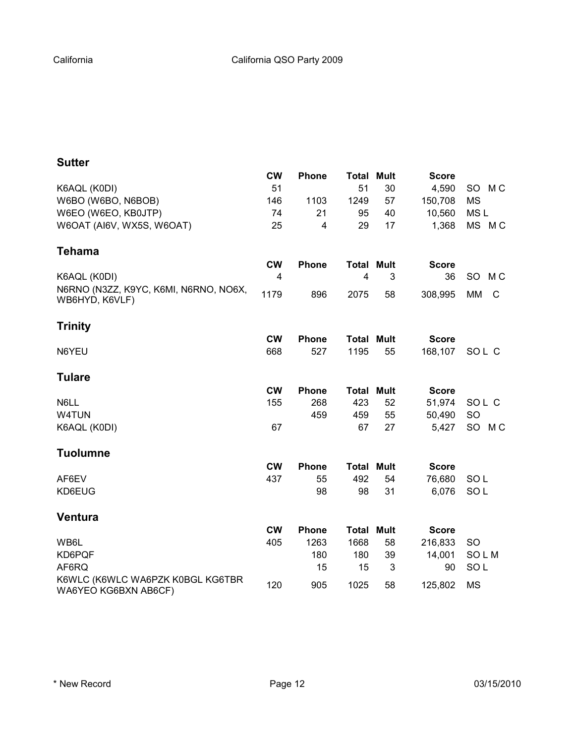## Sutter

| | CW | Phone | Total | Mult | Score | |
|---|---|---|---|---|---|---|
| K6AQL (K0DI) | 51 | | 51 | 30 | 4,590 | SO M C |
| W6BO (W6BO, N6BOB) | 146 | 1103 | 1249 | 57 | 150,708 | MS |
| W6EO (W6EO, KB0JTP) | 74 | 21 | 95 | 40 | 10,560 | MS L |
| W6OAT (AI6V, WX5S, W6OAT) | 25 | 4 | 29 | 17 | 1,368 | MS M C |

## Tehama

| | CW | Phone | Total | Mult | Score | |
|---|---|---|---|---|---|---|
| K6AQL (K0DI) | 4 | | 4 | 3 | 36 | SO M C |
| N6RNO (N3ZZ, K9YC, K6MI, N6RNO, NO6X, WB6HYD, K6VLF) | 1179 | 896 | 2075 | 58 | 308,995 | MM C |

## Trinity

| | CW | Phone | Total | Mult | Score | |
|---|---|---|---|---|---|---|
| N6YEU | 668 | 527 | 1195 | 55 | 168,107 | SO L C |

## Tulare

| | CW | Phone | Total | Mult | Score | |
|---|---|---|---|---|---|---|
| N6LL | 155 | 268 | 423 | 52 | 51,974 | SO L C |
| W4TUN | | 459 | 459 | 55 | 50,490 | SO |
| K6AQL (K0DI) | 67 | | 67 | 27 | 5,427 | SO M C |

## Tuolumne

| | CW | Phone | Total | Mult | Score | |
|---|---|---|---|---|---|---|
| AF6EV | 437 | 55 | 492 | 54 | 76,680 | SO L |
| KD6EUG | | 98 | 98 | 31 | 6,076 | SO L |

## Ventura

| | CW | Phone | Total | Mult | Score | |
|---|---|---|---|---|---|---|
| WB6L | 405 | 1263 | 1668 | 58 | 216,833 | SO |
| KD6PQF | | 180 | 180 | 39 | 14,001 | SO L M |
| AF6RQ | | 15 | 15 | 3 | 90 | SO L |
| K6WLC (K6WLC WA6PZK K0BGL KG6TBR WA6YEO KG6BXN AB6CF) | 120 | 905 | 1025 | 58 | 125,802 | MS |

\* New Record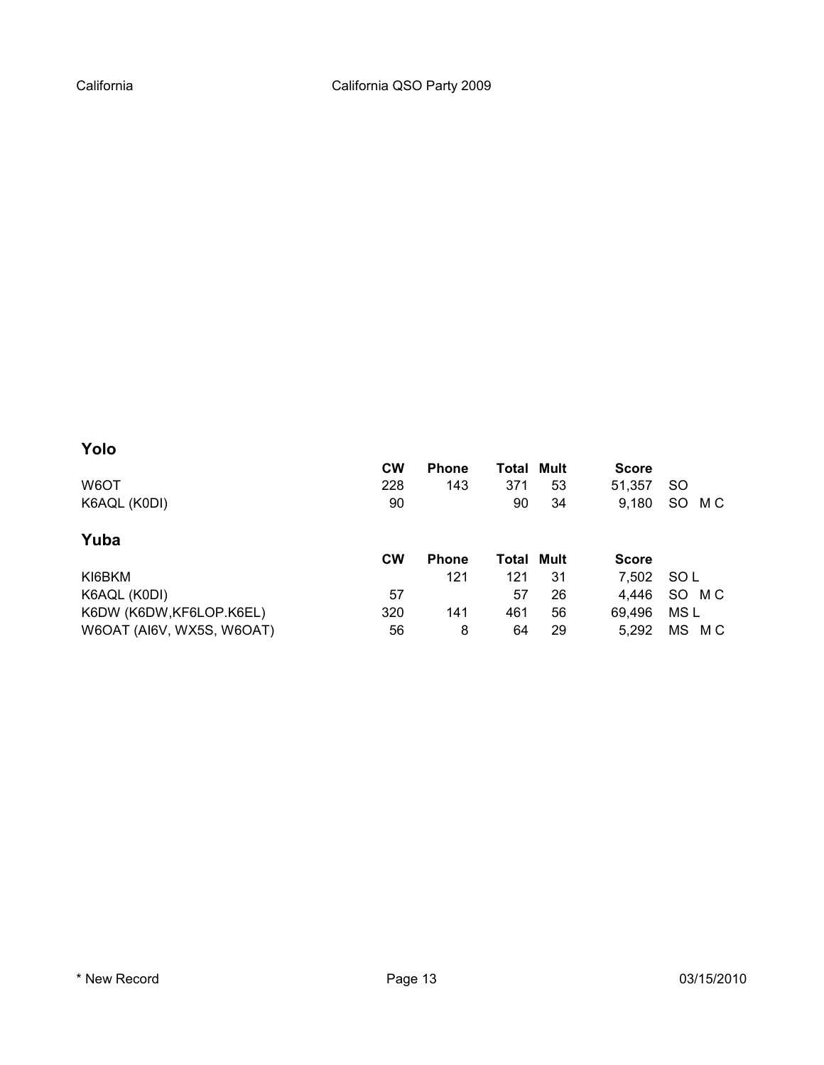## Yolo

| | CW | Phone | Total | Mult | Score | |
|---|---|---|---|---|---|---|
| W6OT | 228 | 143 | 371 | 53 | 51,357 | SO |
| K6AQL (K0DI) | 90 | | 90 | 34 | 9,180 | SO M C |

## Yuba

| | CW | Phone | Total | Mult | Score | |
|---|---|---|---|---|---|---|
| KI6BKM | | 121 | 121 | 31 | 7,502 | SO L |
| K6AQL (K0DI) | 57 | | 57 | 26 | 4,446 | SO M C |
| K6DW (K6DW,KF6LOP.K6EL) | 320 | 141 | 461 | 56 | 69,496 | MS L |
| W6OAT (AI6V, WX5S, W6OAT) | 56 | 8 | 64 | 29 | 5,292 | MS M C |

* New Record